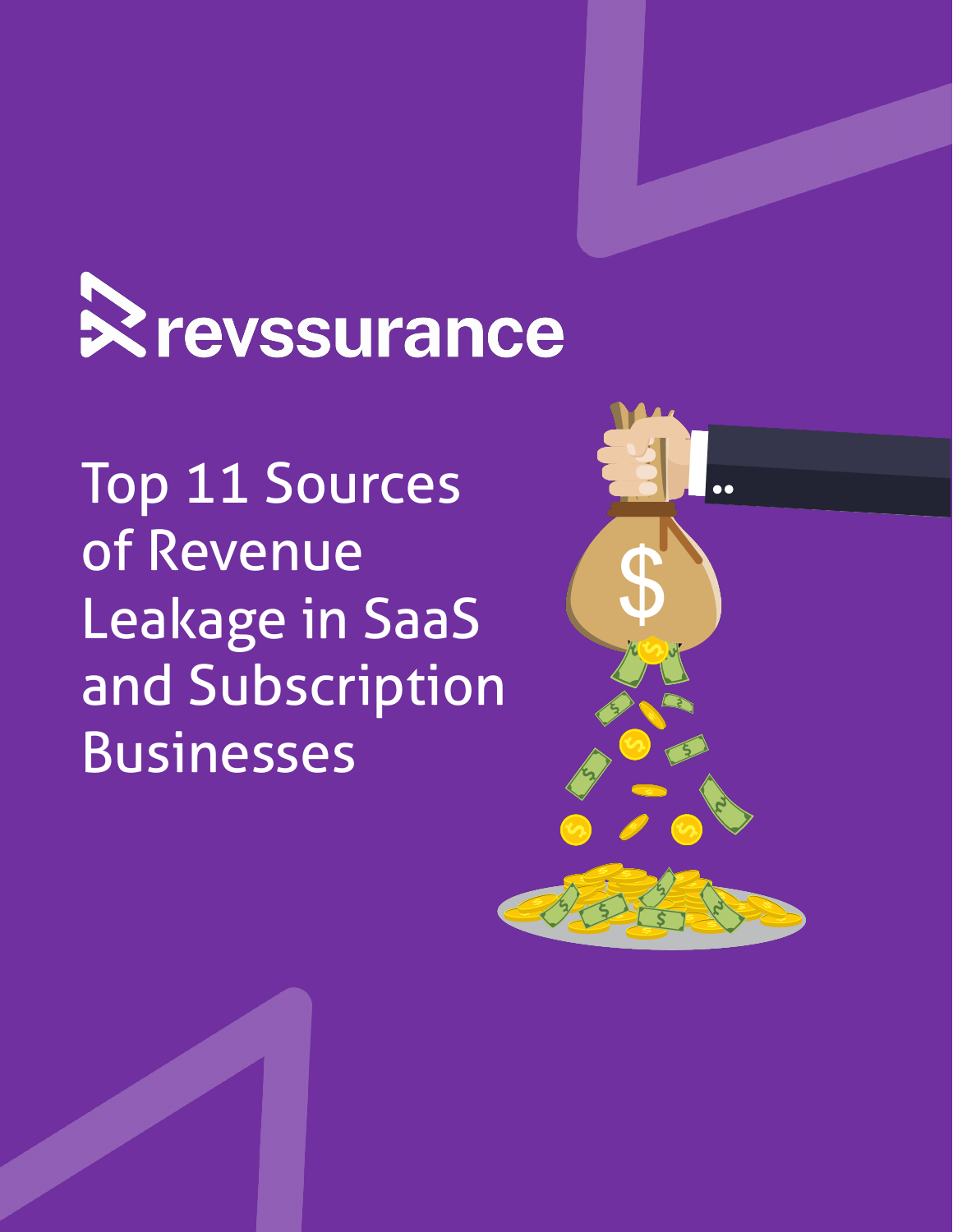revssurance

# Top 11 Sources of Revenue Leakage in SaaS and Subscription Businesses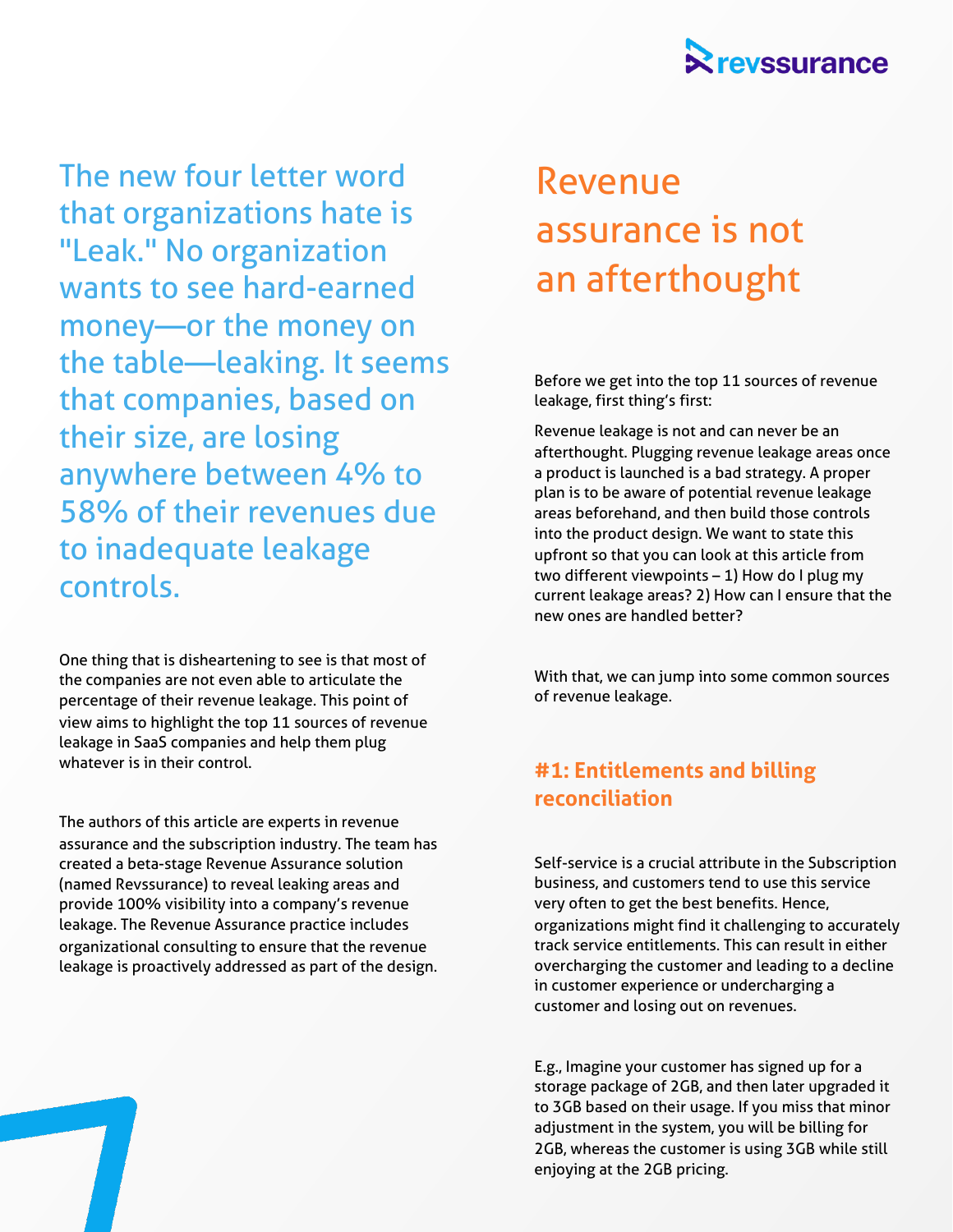The new four letter word that organizations hate is "Leak." No organization wants to see hard-earned money—or the money on the table—leaking. It seems that companies, based on their size, are losing anywhere between 4% to 58% of their revenues due to inadequate leakage controls.

One thing that is disheartening to see is that most of the companies are not even able to articulate the percentage of their revenue leakage. This point of view aims to highlight the top 11 sources of revenue leakage in SaaS companies and help them plug whatever is in their control.

The authors of this article are experts in revenue assurance and the subscription industry. The team has created a beta-stage Revenue Assurance solution (named Revssurance) to reveal leaking areas and provide 100% visibility into a company's revenue leakage. The Revenue Assurance practice includes organizational consulting to ensure that the revenue leakage is proactively addressed as part of the design.

# Revenue assurance is not an afterthought

Before we get into the top 11 sources of revenue leakage, first thing's first:

Revenue leakage is not and can never be an afterthought. Plugging revenue leakage areas once a product is launched is a bad strategy. A proper plan is to be aware of potential revenue leakage areas beforehand, and then build those controls into the product design. We want to state this upfront so that you can look at this article from two different viewpoints – 1) How do I plug my current leakage areas? 2) How can I ensure that the new ones are handled better?

With that, we can jump into some common sources of revenue leakage.

## #1: Entitlements and billing reconciliation

Self-service is a crucial attribute in the Subscription business, and customers tend to use this service very often to get the best benefits. Hence, organizations might find it challenging to accurately track service entitlements. This can result in either overcharging the customer and leading to a decline in customer experience or undercharging a customer and losing out on revenues.

E.g., Imagine your customer has signed up for a storage package of 2GB, and then later upgraded it to 3GB based on their usage. If you miss that minor adjustment in the system, you will be billing for 2GB, whereas the customer is using 3GB while still enjoying at the 2GB pricing.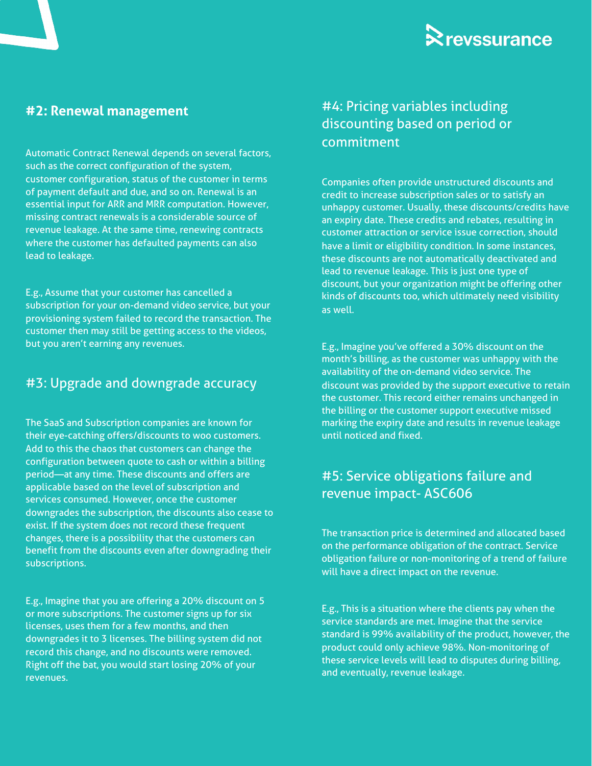## #2: Renewal management

Automatic Contract Renewal depends on several factors, such as the correct configuration of the system, customer configuration, status of the customer in terms of payment default and due, and so on. Renewal is an essential input for ARR and MRR computation. However, missing contract renewals is a considerable source of revenue leakage. At the same time, renewing contracts where the customer has defaulted payments can also lead to leakage.

E.g., Assume that your customer has cancelled a subscription for your on-demand video service, but your provisioning system failed to record the transaction. The customer then may still be getting access to the videos, but you aren't earning any revenues.

## #3: Upgrade and downgrade accuracy

The SaaS and Subscription companies are known for their eye-catching offers/discounts to woo customers. Add to this the chaos that customers can change the configuration between quote to cash or within a billing period—at any time. These discounts and offers are applicable based on the level of subscription and services consumed. However, once the customer downgrades the subscription, the discounts also cease to exist. If the system does not record these frequent changes, there is a possibility that the customers can benefit from the discounts even after downgrading their subscriptions.

E.g., Imagine that you are offering a 20% discount on 5 or more subscriptions. The customer signs up for six licenses, uses them for a few months, and then downgrades it to 3 licenses. The billing system did not record this change, and no discounts were removed. Right off the bat, you would start losing 20% of your revenues.

## #4: Pricing variables including discounting based on period or commitment

Companies often provide unstructured discounts and credit to increase subscription sales or to satisfy an unhappy customer. Usually, these discounts/credits have an expiry date. These credits and rebates, resulting in customer attraction or service issue correction, should have a limit or eligibility condition. In some instances, these discounts are not automatically deactivated and lead to revenue leakage. This is just one type of discount, but your organization might be offering other kinds of discounts too, which ultimately need visibility as well.

E.g., Imagine you've offered a 30% discount on the month's billing, as the customer was unhappy with the availability of the on-demand video service. The discount was provided by the support executive to retain the customer. This record either remains unchanged in the billing or the customer support executive missed marking the expiry date and results in revenue leakage until noticed and fixed.

## #5: Service obligations failure and revenue impact- ASC606

The transaction price is determined and allocated based on the performance obligation of the contract. Service obligation failure or non-monitoring of a trend of failure will have a direct impact on the revenue.

E.g., This is a situation where the clients pay when the service standards are met. Imagine that the service standard is 99% availability of the product, however, the product could only achieve 98%. Non-monitoring of these service levels will lead to disputes during billing, and eventually, revenue leakage.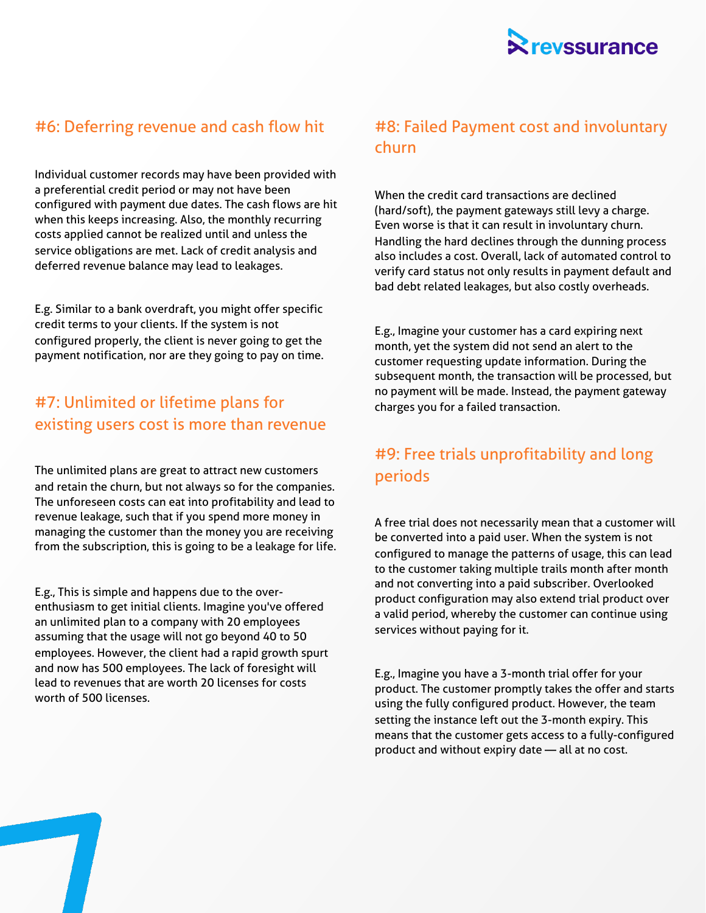## #6: Deferring revenue and cash flow hit

Individual customer records may have been provided with a preferential credit period or may not have been configured with payment due dates. The cash flows are hit when this keeps increasing. Also, the monthly recurring costs applied cannot be realized until and unless the service obligations are met. Lack of credit analysis and deferred revenue balance may lead to leakages.

E.g. Similar to a bank overdraft, you might offer specific credit terms to your clients. If the system is not configured properly, the client is never going to get the payment notification, nor are they going to pay on time.

## #7: Unlimited or lifetime plans for existing users cost is more than revenue

The unlimited plans are great to attract new customers and retain the churn, but not always so for the companies. The unforeseen costs can eat into profitability and lead to revenue leakage, such that if you spend more money in managing the customer than the money you are receiving from the subscription, this is going to be a leakage for life.

E.g., This is simple and happens due to the over-enthusiasm to get initial clients. Imagine you've offered an unlimited plan to a company with 20 employees assuming that the usage will not go beyond 40 to 50 employees. However, the client had a rapid growth spurt and now has 500 employees. The lack of foresight will lead to revenues that are worth 20 licenses for costs worth of 500 licenses.

## #8: Failed Payment cost and involuntary churn

When the credit card transactions are declined (hard/soft), the payment gateways still levy a charge. Even worse is that it can result in involuntary churn. Handling the hard declines through the dunning process also includes a cost. Overall, lack of automated control to verify card status not only results in payment default and bad debt related leakages, but also costly overheads.

E.g., Imagine your customer has a card expiring next month, yet the system did not send an alert to the customer requesting update information. During the subsequent month, the transaction will be processed, but no payment will be made. Instead, the payment gateway charges you for a failed transaction.

## #9: Free trials unprofitability and long periods

A free trial does not necessarily mean that a customer will be converted into a paid user. When the system is not configured to manage the patterns of usage, this can lead to the customer taking multiple trails month after month and not converting into a paid subscriber. Overlooked product configuration may also extend trial product over a valid period, whereby the customer can continue using services without paying for it.

E.g., Imagine you have a 3-month trial offer for your product. The customer promptly takes the offer and starts using the fully configured product. However, the team setting the instance left out the 3-month expiry. This means that the customer gets access to a fully-configured product and without expiry date — all at no cost.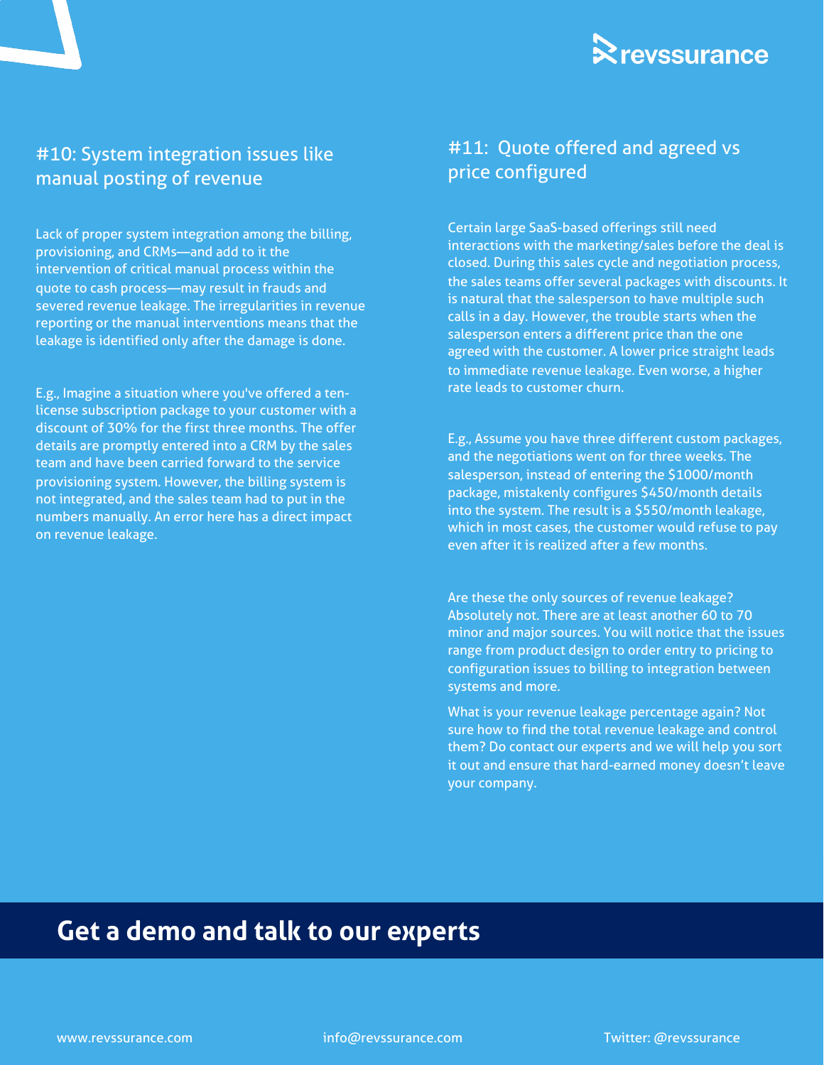## #10: System integration issues like manual posting of revenue

Lack of proper system integration among the billing, provisioning, and CRMs—and add to it the intervention of critical manual process within the quote to cash process—may result in frauds and severed revenue leakage. The irregularities in revenue reporting or the manual interventions means that the leakage is identified only after the damage is done.

E.g., Imagine a situation where you've offered a ten-license subscription package to your customer with a discount of 30% for the first three months. The offer details are promptly entered into a CRM by the sales team and have been carried forward to the service provisioning system. However, the billing system is not integrated, and the sales team had to put in the numbers manually. An error here has a direct impact on revenue leakage.

## #11: Quote offered and agreed vs price configured

Certain large SaaS-based offerings still need interactions with the marketing/sales before the deal is closed. During this sales cycle and negotiation process, the sales teams offer several packages with discounts. It is natural that the salesperson to have multiple such calls in a day. However, the trouble starts when the salesperson enters a different price than the one agreed with the customer. A lower price straight leads to immediate revenue leakage. Even worse, a higher rate leads to customer churn.

E.g., Assume you have three different custom packages, and the negotiations went on for three weeks. The salesperson, instead of entering the $1000/month package, mistakenly configures $450/month details into the system. The result is a $550/month leakage, which in most cases, the customer would refuse to pay even after it is realized after a few months.

Are these the only sources of revenue leakage? Absolutely not. There are at least another 60 to 70 minor and major sources. You will notice that the issues range from product design to order entry to pricing to configuration issues to billing to integration between systems and more.

What is your revenue leakage percentage again? Not sure how to find the total revenue leakage and control them? Do contact our experts and we will help you sort it out and ensure that hard-earned money doesn't leave your company.

## Get a demo and talk to our experts

www.revssurance.com

info@revssurance.com

Twitter: @revssurance